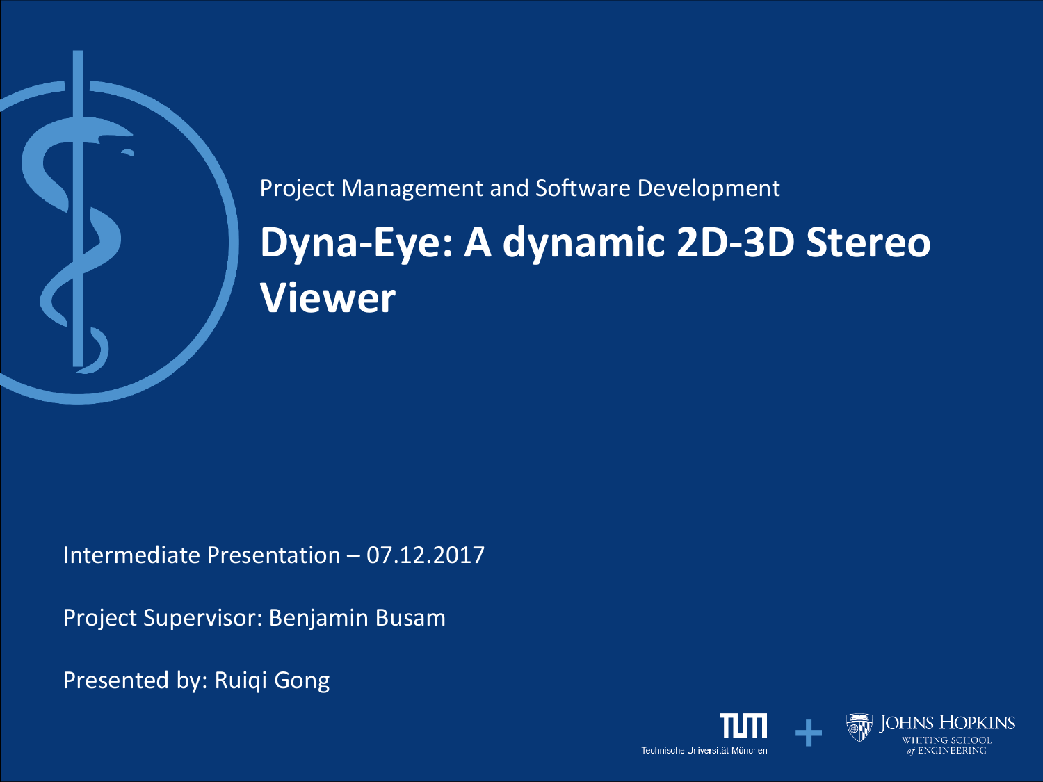Project Management and Software Development

# Dyna-Eye: A dynamic 2D-3D Stereo Viewer

Intermediate Presentation – 07.12.2017

Project Supervisor: Benjamin Busam

Presented by: Ruiqi Gong

Technische Universität München + Johns Hopkins Whiting School of Engineering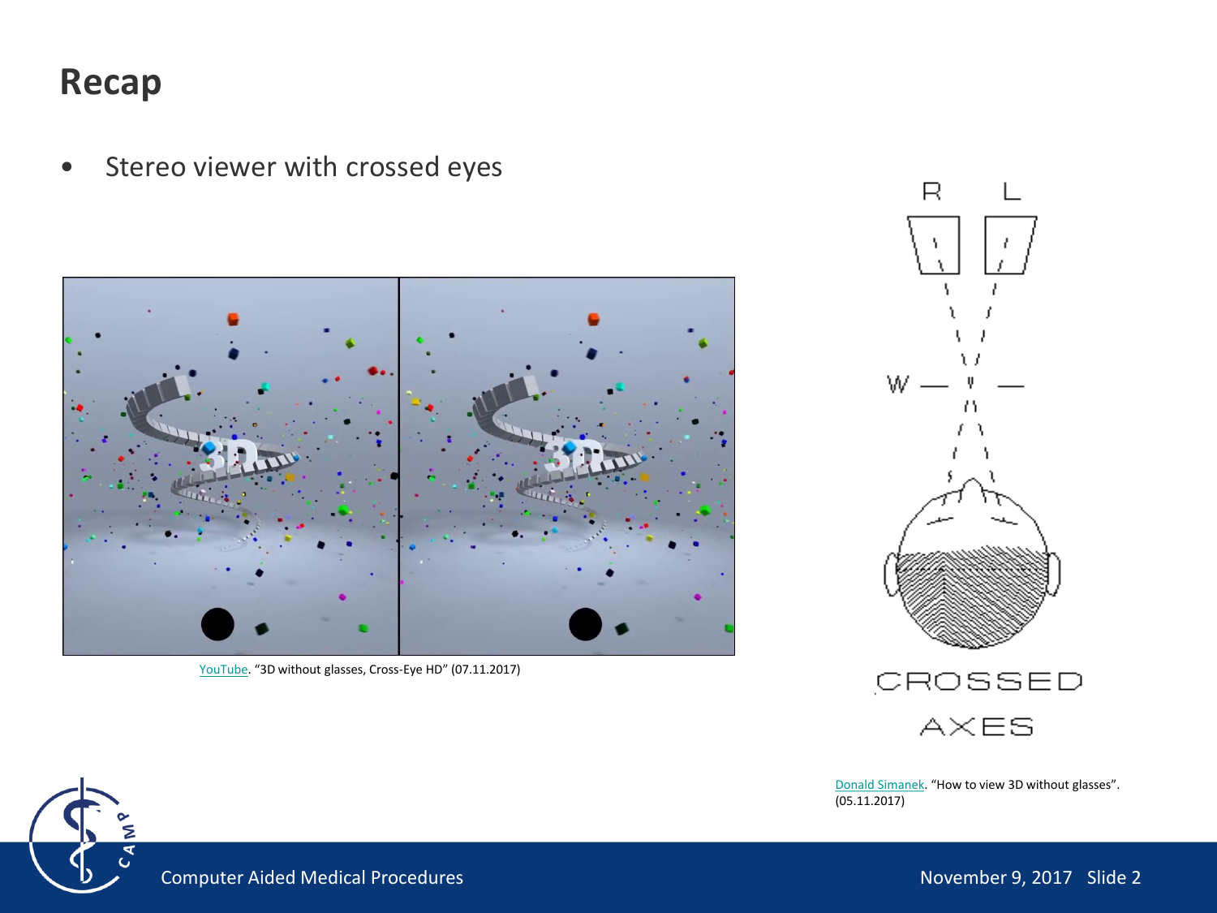# Recap

- Stereo viewer with crossed eyes

YouTube. "3D without glasses, Cross-Eye HD" (07.11.2017)

Donald Simanek. "How to view 3D without glasses". (05.11.2017)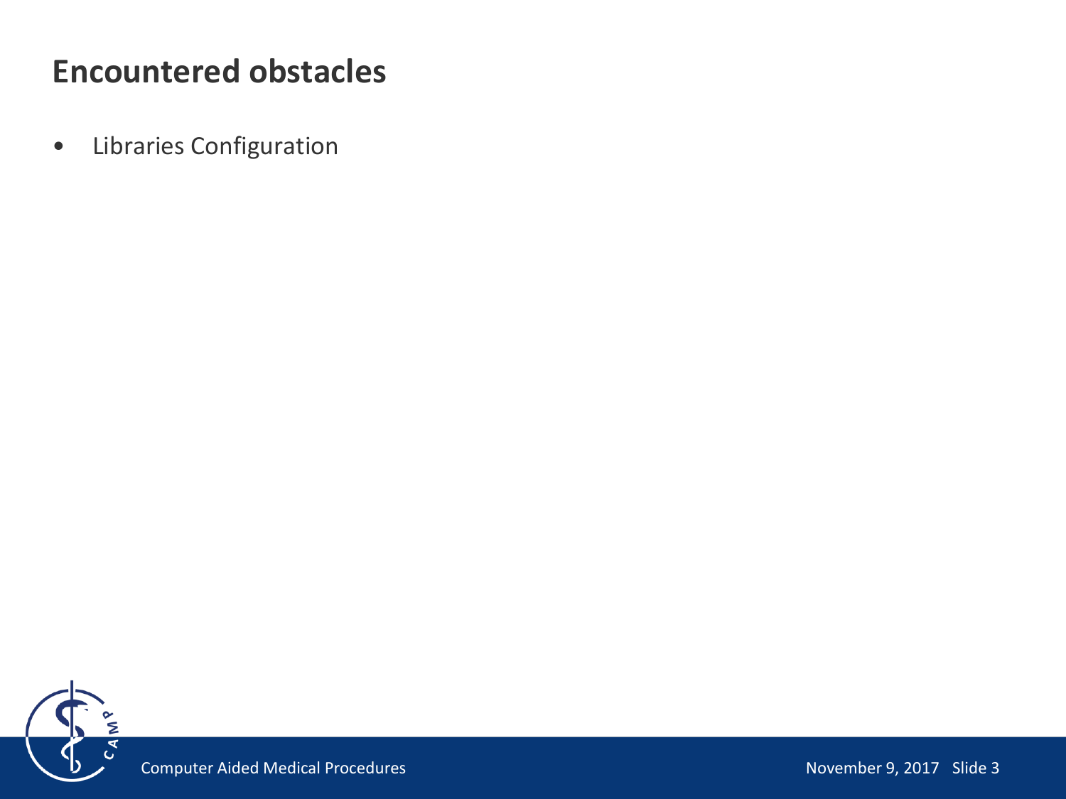# Encountered obstacles

- Libraries Configuration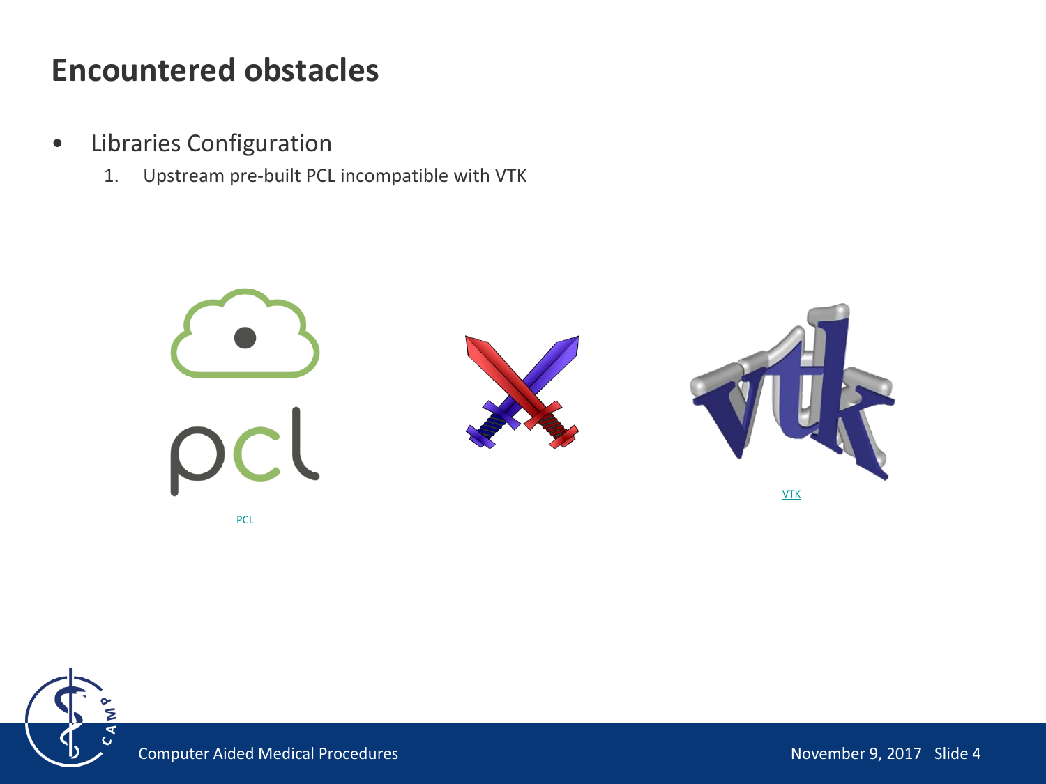# Encountered obstacles

- Libraries Configuration
  1. Upstream pre-built PCL incompatible with VTK

PCL

VTK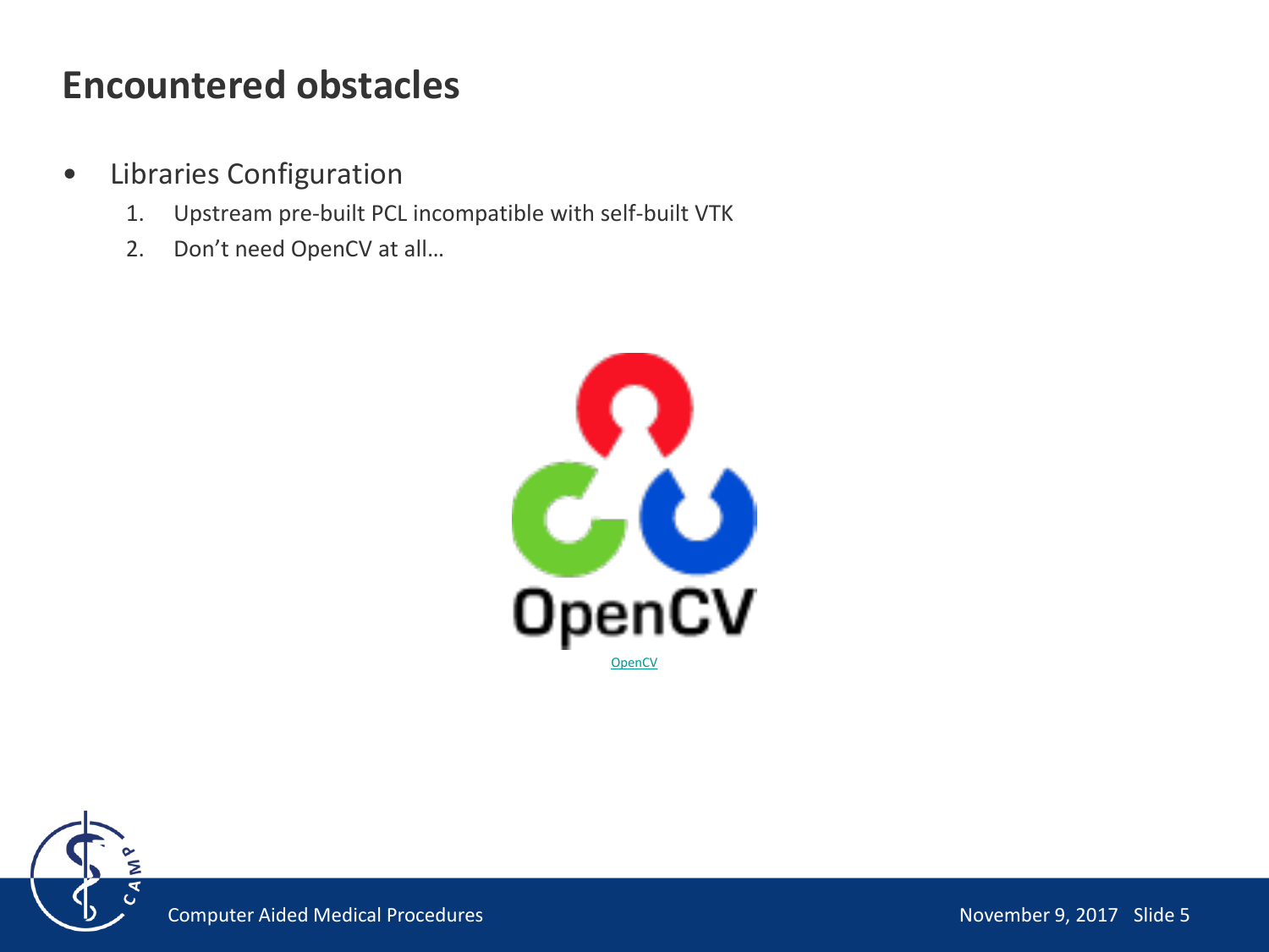# Encountered obstacles

- Libraries Configuration
  1. Upstream pre-built PCL incompatible with self-built VTK
  2. Don’t need OpenCV at all…

OpenCV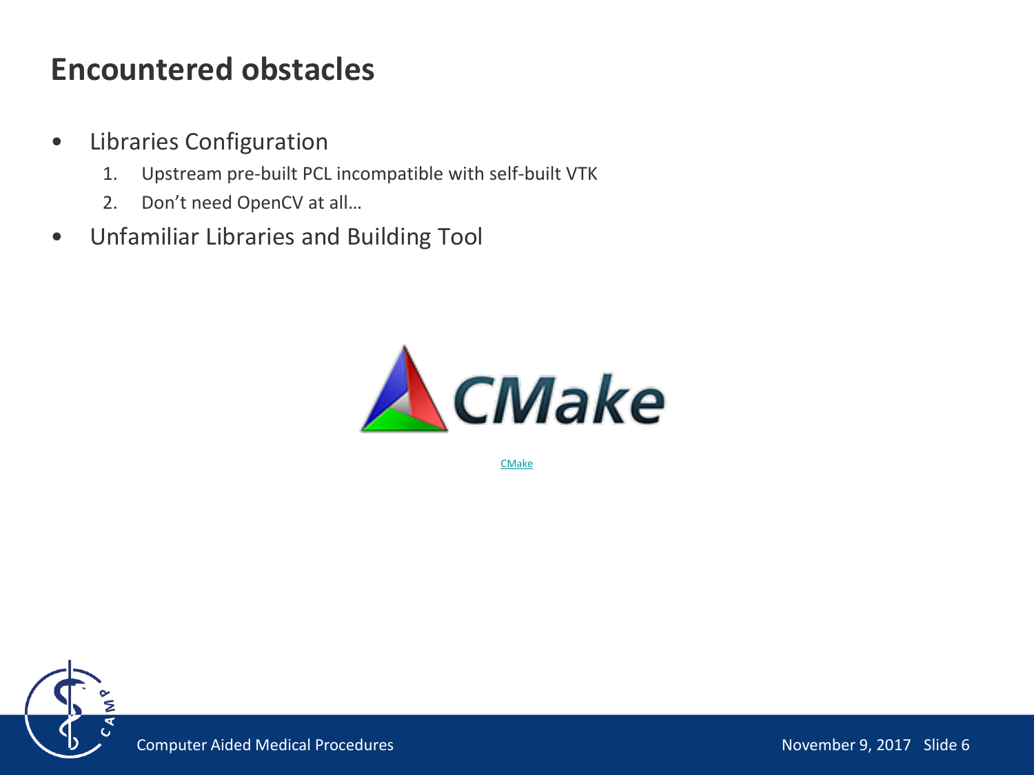# Encountered obstacles

- Libraries Configuration
  1. Upstream pre-built PCL incompatible with self-built VTK
  2. Don’t need OpenCV at all…
- Unfamiliar Libraries and Building Tool

CMake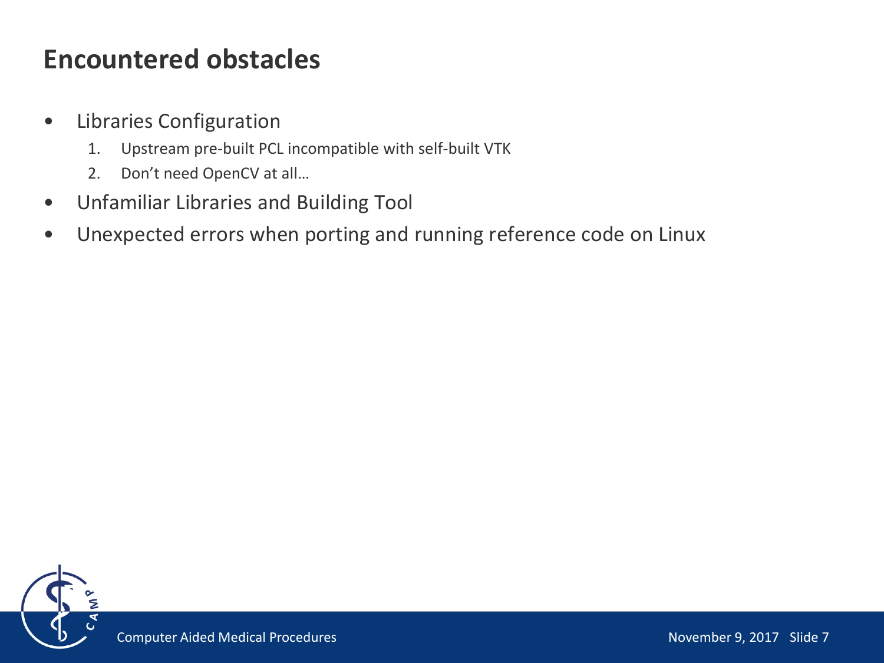# Encountered obstacles

- Libraries Configuration
    1. Upstream pre-built PCL incompatible with self-built VTK
    2. Don’t need OpenCV at all…
- Unfamiliar Libraries and Building Tool
- Unexpected errors when porting and running reference code on Linux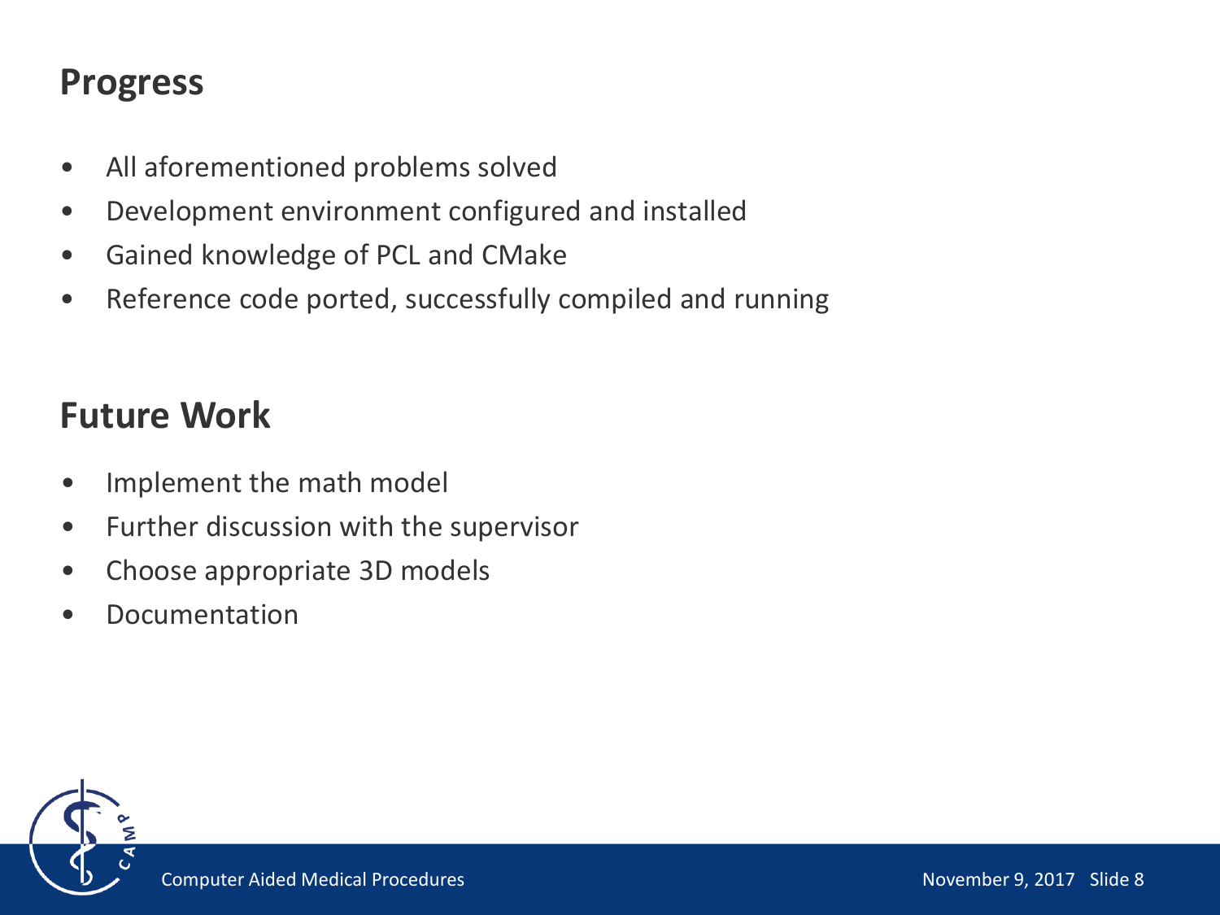## Progress

- All aforementioned problems solved
- Development environment configured and installed
- Gained knowledge of PCL and CMake
- Reference code ported, successfully compiled and running

## Future Work

- Implement the math model
- Further discussion with the supervisor
- Choose appropriate 3D models
- Documentation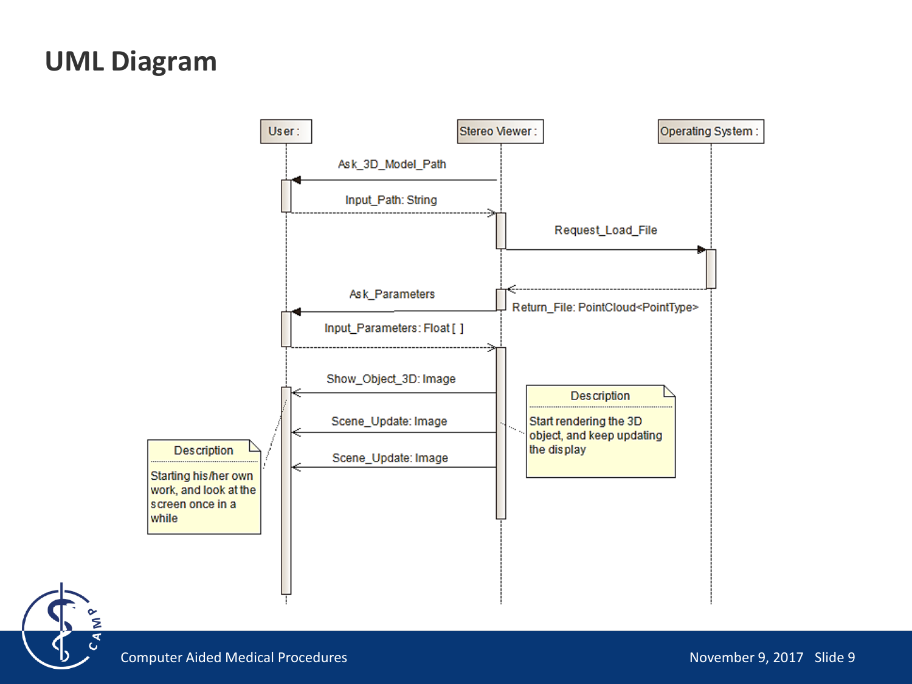# UML Diagram

User :

Stereo Viewer :

Operating System :

Ask_3D_Model_Path

Input_Path: String

Request_Load_File

Return_File: PointCloud<PointType>

Ask_Parameters

Input_Parameters: Float [ ]

Show_Object_3D: Image

Scene_Update: Image

Scene_Update: Image

Description

Start rendering the 3D object, and keep updating the display

Description

Starting his/her own work, and look at the screen once in a while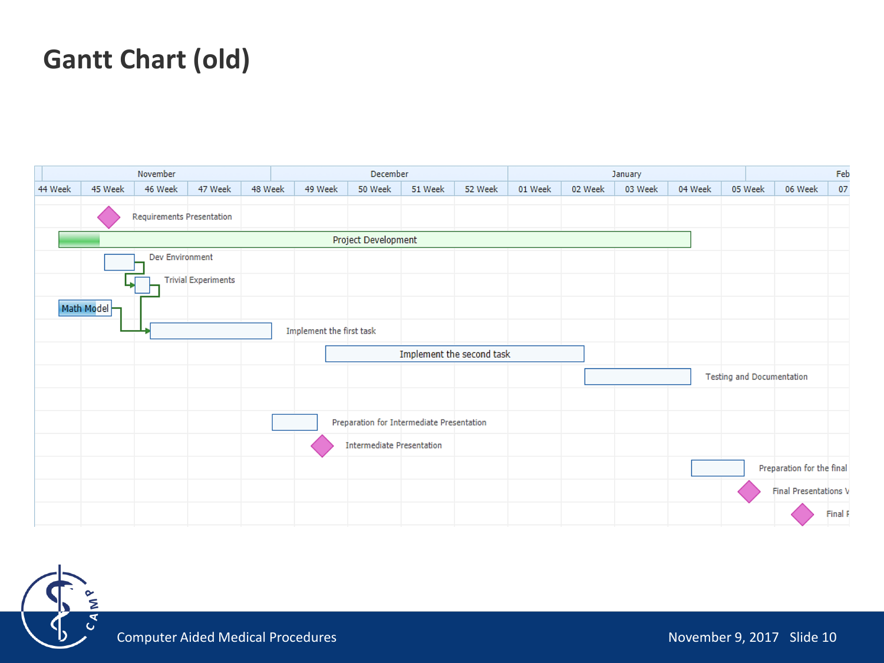# Gantt Chart (old)

| November | | | | | December | | | | January | | | | Feb | | |
|---|---|---|---|---|---|---|---|---|---|---|---|---|---|---|---|
| 44 Week | 45 Week | 46 Week | 47 Week | 48 Week | 49 Week | 50 Week | 51 Week | 52 Week | 01 Week | 02 Week | 03 Week | 04 Week | 05 Week | 06 Week | 07 |

- Requirements Presentation
- Project Development
- Dev Environment
- Trivial Experiments
- Math Model
- Implement the first task
- Implement the second task
- Testing and Documentation
- Preparation for Intermediate Presentation
- Intermediate Presentation
- Preparation for the final
- Final Presentations V
- Final F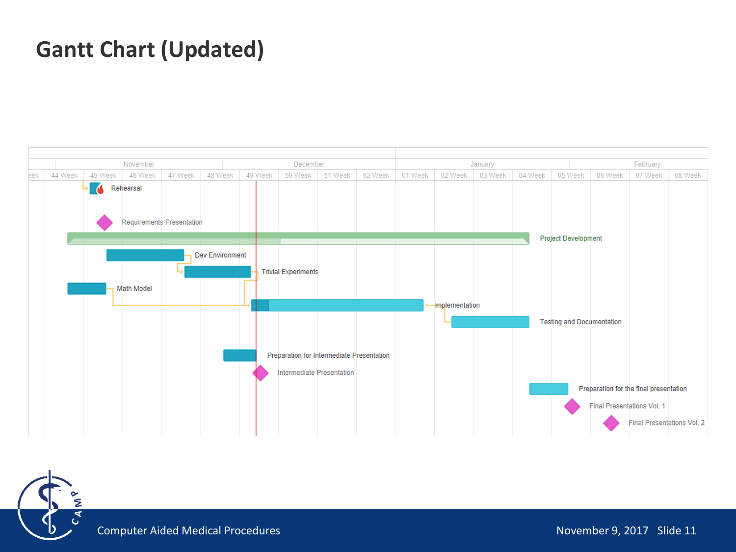# Gantt Chart (Updated)

| | November | | | | December | | | | January | | | | February | | |
|---|---|---|---|---|---|---|---|---|---|---|---|---|---|---|---|
| 44 Week | 45 Week | 46 Week | 47 Week | 48 Week | 49 Week | 50 Week | 51 Week | 52 Week | 01 Week | 02 Week | 03 Week | 04 Week | 05 Week | 06 Week | 07 Week | 08 Week |

- Rehearsal
- Requirements Presentation
- Project Development
- Dev Environment
- Trivial Experiments
- Math Model
- Implementation
- Testing and Documentation
- Preparation for Intermediate Presentation
- Intermediate Presentation
- Preparation for the final presentation
- Final Presentations Vol. 1
- Final Presentations Vol. 2

Computer Aided Medical Procedures

November 9, 2017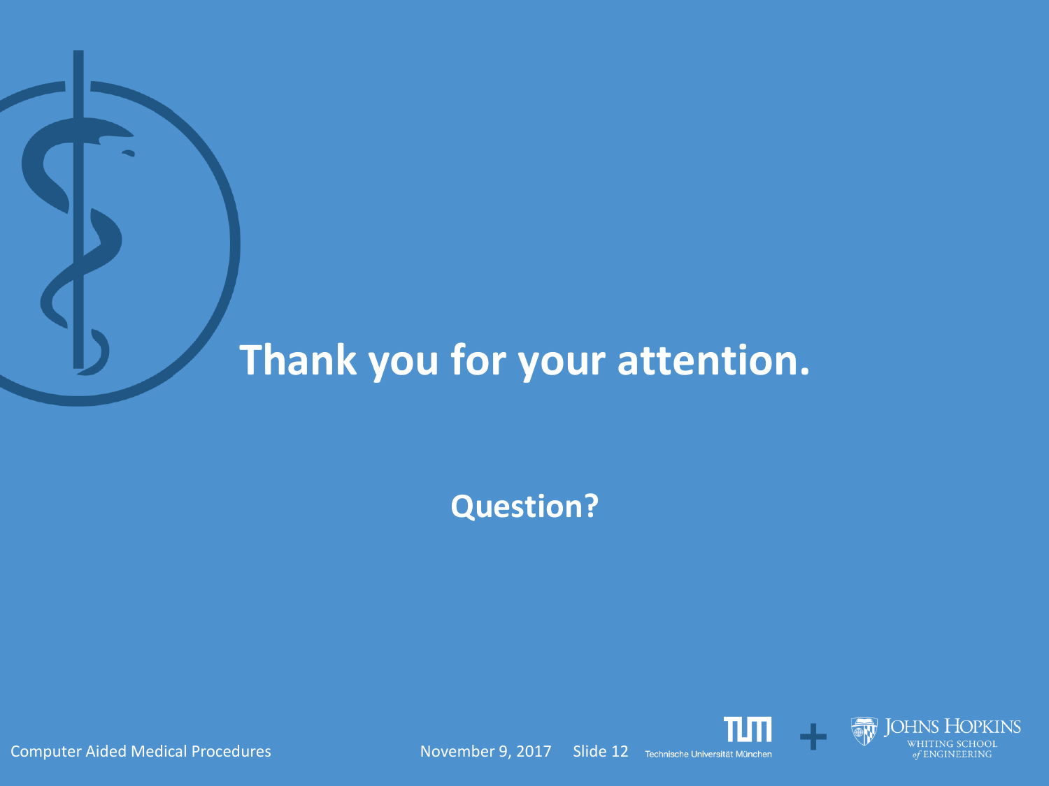# Thank you for your attention.

**Question?**